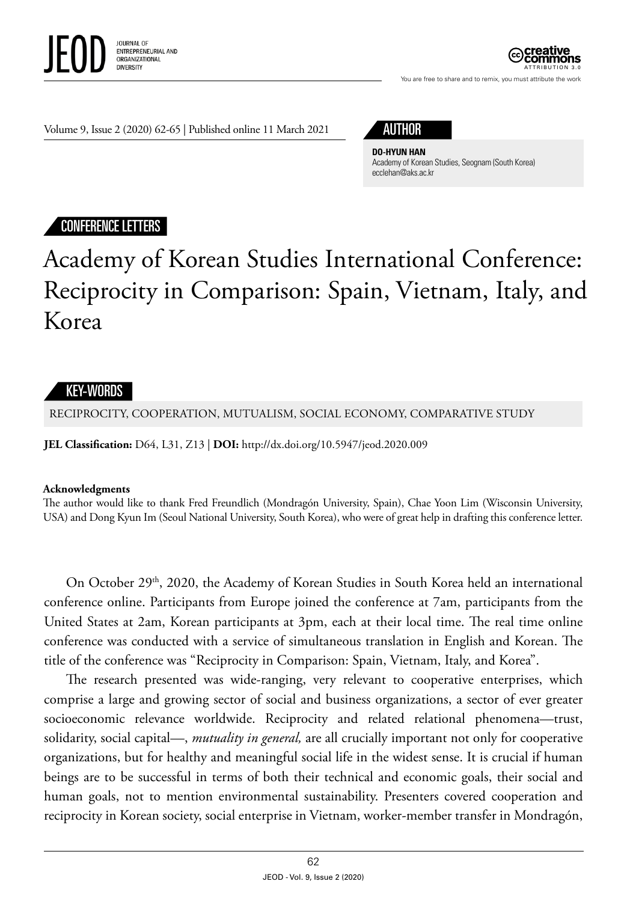Volume 9, Issue 2 (2020) 62-65 | Published online 11 March 2021

**AUTHOR**

**DO-HYUN HAN**
Academy of Korean Studies, Seognam (South Korea)
ecclehan@aks.ac.kr

CONFERENCE LETTERS

# Academy of Korean Studies International Conference: Reciprocity in Comparison: Spain, Vietnam, Italy, and Korea

**KEY-WORDS**

RECIPROCITY, COOPERATION, MUTUALISM, SOCIAL ECONOMY, COMPARATIVE STUDY

**JEL Classification:** D64, L31, Z13 | **DOI:** http://dx.doi.org/10.5947/jeod.2020.009

**Acknowledgments**
The author would like to thank Fred Freundlich (Mondragón University, Spain), Chae Yoon Lim (Wisconsin University, USA) and Dong Kyun Im (Seoul National University, South Korea), who were of great help in drafting this conference letter.

On October 29th, 2020, the Academy of Korean Studies in South Korea held an international conference online. Participants from Europe joined the conference at 7am, participants from the United States at 2am, Korean participants at 3pm, each at their local time. The real time online conference was conducted with a service of simultaneous translation in English and Korean. The title of the conference was "Reciprocity in Comparison: Spain, Vietnam, Italy, and Korea".

The research presented was wide-ranging, very relevant to cooperative enterprises, which comprise a large and growing sector of social and business organizations, a sector of ever greater socioeconomic relevance worldwide. Reciprocity and related relational phenomena—trust, solidarity, social capital—, *mutuality in general,* are all crucially important not only for cooperative organizations, but for healthy and meaningful social life in the widest sense. It is crucial if human beings are to be successful in terms of both their technical and economic goals, their social and human goals, not to mention environmental sustainability. Presenters covered cooperation and reciprocity in Korean society, social enterprise in Vietnam, worker-member transfer in Mondragón,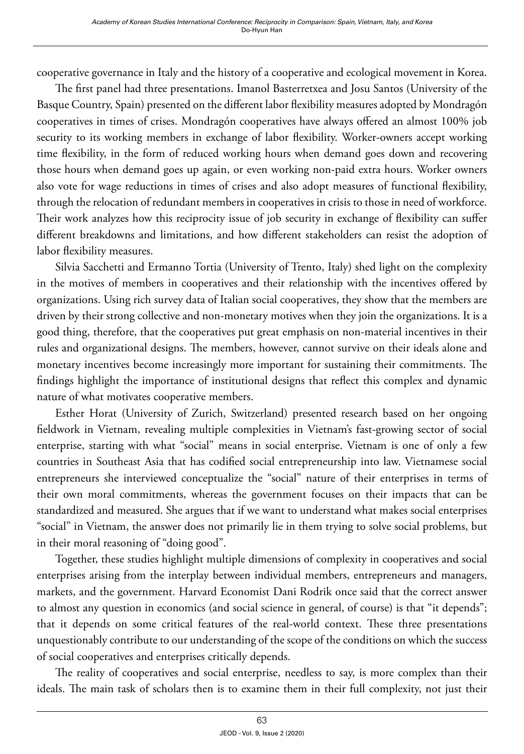cooperative governance in Italy and the history of a cooperative and ecological movement in Korea.

The first panel had three presentations. Imanol Basterretxea and Josu Santos (University of the Basque Country, Spain) presented on the different labor flexibility measures adopted by Mondragón cooperatives in times of crises. Mondragón cooperatives have always offered an almost 100% job security to its working members in exchange of labor flexibility. Worker-owners accept working time flexibility, in the form of reduced working hours when demand goes down and recovering those hours when demand goes up again, or even working non-paid extra hours. Worker owners also vote for wage reductions in times of crises and also adopt measures of functional flexibility, through the relocation of redundant members in cooperatives in crisis to those in need of workforce. Their work analyzes how this reciprocity issue of job security in exchange of flexibility can suffer different breakdowns and limitations, and how different stakeholders can resist the adoption of labor flexibility measures.

Silvia Sacchetti and Ermanno Tortia (University of Trento, Italy) shed light on the complexity in the motives of members in cooperatives and their relationship with the incentives offered by organizations. Using rich survey data of Italian social cooperatives, they show that the members are driven by their strong collective and non-monetary motives when they join the organizations. It is a good thing, therefore, that the cooperatives put great emphasis on non-material incentives in their rules and organizational designs. The members, however, cannot survive on their ideals alone and monetary incentives become increasingly more important for sustaining their commitments. The findings highlight the importance of institutional designs that reflect this complex and dynamic nature of what motivates cooperative members.

Esther Horat (University of Zurich, Switzerland) presented research based on her ongoing fieldwork in Vietnam, revealing multiple complexities in Vietnam's fast-growing sector of social enterprise, starting with what "social" means in social enterprise. Vietnam is one of only a few countries in Southeast Asia that has codified social entrepreneurship into law. Vietnamese social entrepreneurs she interviewed conceptualize the "social" nature of their enterprises in terms of their own moral commitments, whereas the government focuses on their impacts that can be standardized and measured. She argues that if we want to understand what makes social enterprises "social" in Vietnam, the answer does not primarily lie in them trying to solve social problems, but in their moral reasoning of "doing good".

Together, these studies highlight multiple dimensions of complexity in cooperatives and social enterprises arising from the interplay between individual members, entrepreneurs and managers, markets, and the government. Harvard Economist Dani Rodrik once said that the correct answer to almost any question in economics (and social science in general, of course) is that "it depends"; that it depends on some critical features of the real-world context. These three presentations unquestionably contribute to our understanding of the scope of the conditions on which the success of social cooperatives and enterprises critically depends.

The reality of cooperatives and social enterprise, needless to say, is more complex than their ideals. The main task of scholars then is to examine them in their full complexity, not just their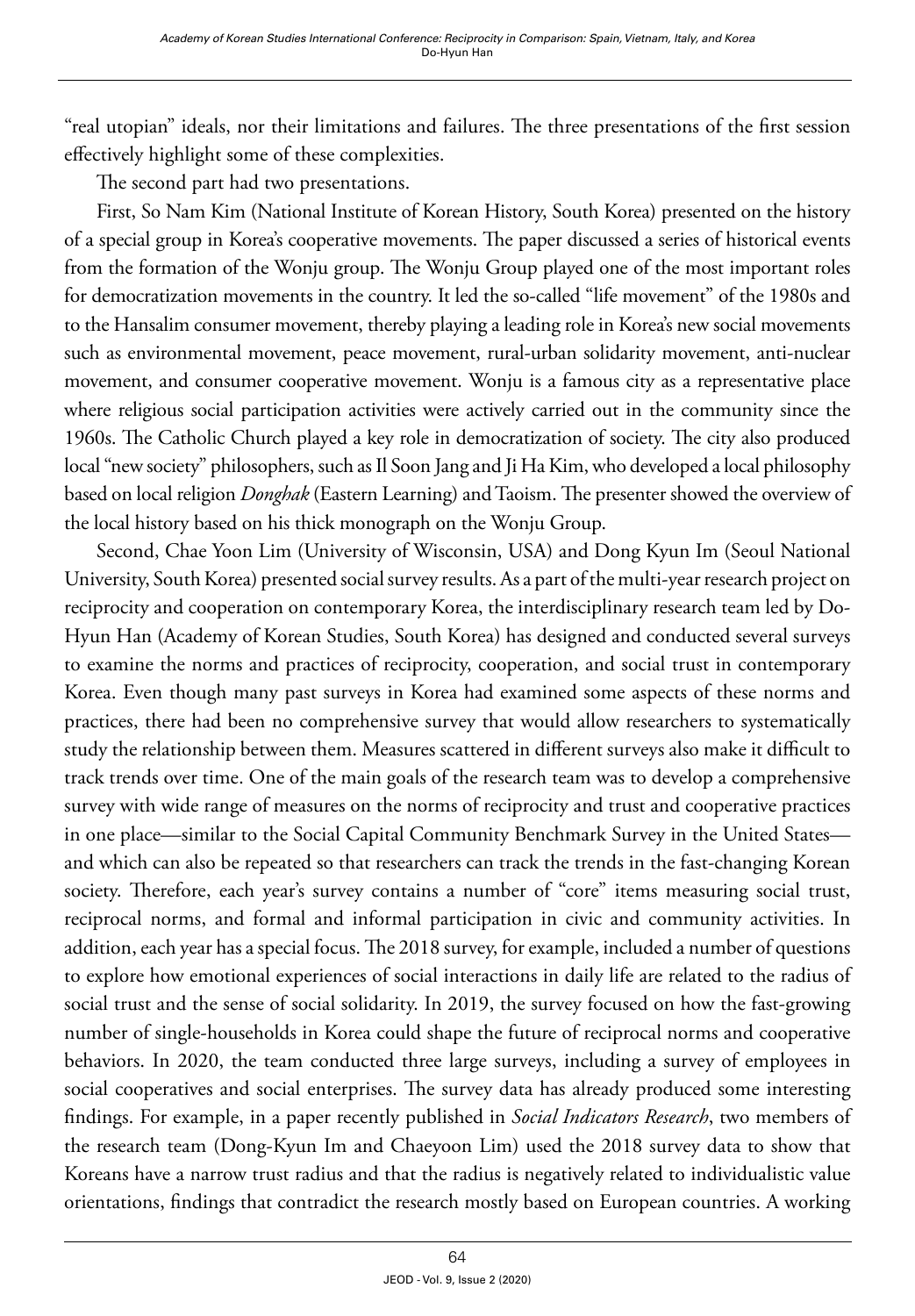"real utopian" ideals, nor their limitations and failures. The three presentations of the first session effectively highlight some of these complexities.

The second part had two presentations.

First, So Nam Kim (National Institute of Korean History, South Korea) presented on the history of a special group in Korea's cooperative movements. The paper discussed a series of historical events from the formation of the Wonju group. The Wonju Group played one of the most important roles for democratization movements in the country. It led the so-called "life movement" of the 1980s and to the Hansalim consumer movement, thereby playing a leading role in Korea's new social movements such as environmental movement, peace movement, rural-urban solidarity movement, anti-nuclear movement, and consumer cooperative movement. Wonju is a famous city as a representative place where religious social participation activities were actively carried out in the community since the 1960s. The Catholic Church played a key role in democratization of society. The city also produced local "new society" philosophers, such as Il Soon Jang and Ji Ha Kim, who developed a local philosophy based on local religion *Donghak* (Eastern Learning) and Taoism. The presenter showed the overview of the local history based on his thick monograph on the Wonju Group.

Second, Chae Yoon Lim (University of Wisconsin, USA) and Dong Kyun Im (Seoul National University, South Korea) presented social survey results. As a part of the multi-year research project on reciprocity and cooperation on contemporary Korea, the interdisciplinary research team led by Do-Hyun Han (Academy of Korean Studies, South Korea) has designed and conducted several surveys to examine the norms and practices of reciprocity, cooperation, and social trust in contemporary Korea. Even though many past surveys in Korea had examined some aspects of these norms and practices, there had been no comprehensive survey that would allow researchers to systematically study the relationship between them. Measures scattered in different surveys also make it difficult to track trends over time. One of the main goals of the research team was to develop a comprehensive survey with wide range of measures on the norms of reciprocity and trust and cooperative practices in one place—similar to the Social Capital Community Benchmark Survey in the United States—and which can also be repeated so that researchers can track the trends in the fast-changing Korean society. Therefore, each year's survey contains a number of "core" items measuring social trust, reciprocal norms, and formal and informal participation in civic and community activities. In addition, each year has a special focus. The 2018 survey, for example, included a number of questions to explore how emotional experiences of social interactions in daily life are related to the radius of social trust and the sense of social solidarity. In 2019, the survey focused on how the fast-growing number of single-households in Korea could shape the future of reciprocal norms and cooperative behaviors. In 2020, the team conducted three large surveys, including a survey of employees in social cooperatives and social enterprises. The survey data has already produced some interesting findings. For example, in a paper recently published in *Social Indicators Research*, two members of the research team (Dong-Kyun Im and Chaeyoon Lim) used the 2018 survey data to show that Koreans have a narrow trust radius and that the radius is negatively related to individualistic value orientations, findings that contradict the research mostly based on European countries. A working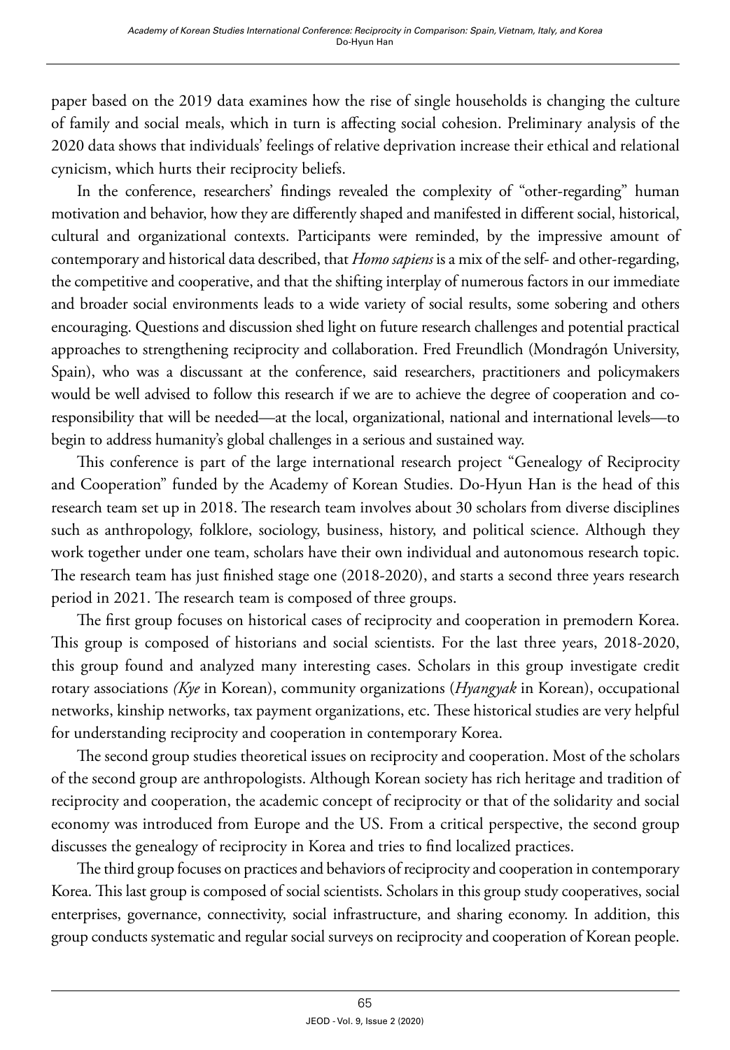paper based on the 2019 data examines how the rise of single households is changing the culture of family and social meals, which in turn is affecting social cohesion. Preliminary analysis of the 2020 data shows that individuals' feelings of relative deprivation increase their ethical and relational cynicism, which hurts their reciprocity beliefs.

In the conference, researchers' findings revealed the complexity of "other-regarding" human motivation and behavior, how they are differently shaped and manifested in different social, historical, cultural and organizational contexts. Participants were reminded, by the impressive amount of contemporary and historical data described, that *Homo sapiens* is a mix of the self- and other-regarding, the competitive and cooperative, and that the shifting interplay of numerous factors in our immediate and broader social environments leads to a wide variety of social results, some sobering and others encouraging. Questions and discussion shed light on future research challenges and potential practical approaches to strengthening reciprocity and collaboration. Fred Freundlich (Mondragón University, Spain), who was a discussant at the conference, said researchers, practitioners and policymakers would be well advised to follow this research if we are to achieve the degree of cooperation and co-responsibility that will be needed—at the local, organizational, national and international levels—to begin to address humanity's global challenges in a serious and sustained way.

This conference is part of the large international research project "Genealogy of Reciprocity and Cooperation" funded by the Academy of Korean Studies. Do-Hyun Han is the head of this research team set up in 2018. The research team involves about 30 scholars from diverse disciplines such as anthropology, folklore, sociology, business, history, and political science. Although they work together under one team, scholars have their own individual and autonomous research topic. The research team has just finished stage one (2018-2020), and starts a second three years research period in 2021. The research team is composed of three groups.

The first group focuses on historical cases of reciprocity and cooperation in premodern Korea. This group is composed of historians and social scientists. For the last three years, 2018-2020, this group found and analyzed many interesting cases. Scholars in this group investigate credit rotary associations *(Kye* in Korean), community organizations (*Hyangyak* in Korean), occupational networks, kinship networks, tax payment organizations, etc. These historical studies are very helpful for understanding reciprocity and cooperation in contemporary Korea.

The second group studies theoretical issues on reciprocity and cooperation. Most of the scholars of the second group are anthropologists. Although Korean society has rich heritage and tradition of reciprocity and cooperation, the academic concept of reciprocity or that of the solidarity and social economy was introduced from Europe and the US. From a critical perspective, the second group discusses the genealogy of reciprocity in Korea and tries to find localized practices.

The third group focuses on practices and behaviors of reciprocity and cooperation in contemporary Korea. This last group is composed of social scientists. Scholars in this group study cooperatives, social enterprises, governance, connectivity, social infrastructure, and sharing economy. In addition, this group conducts systematic and regular social surveys on reciprocity and cooperation of Korean people.